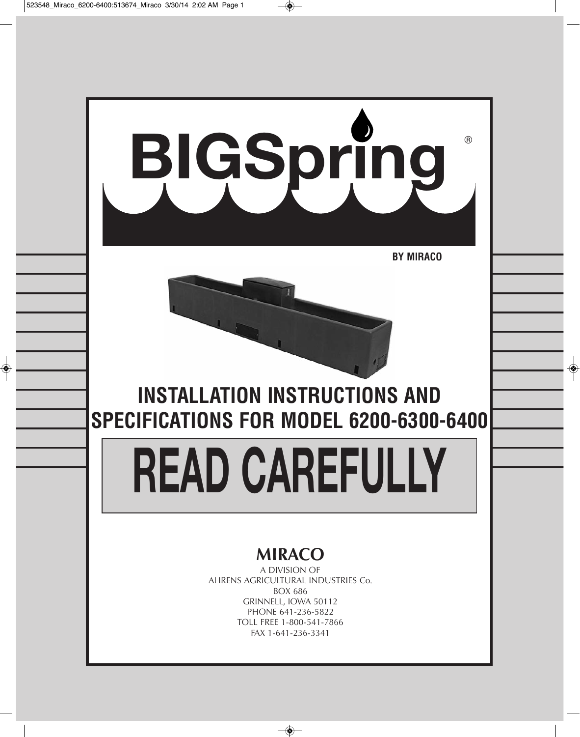# BIGSpring®

**BY MIRACO**

## INSTALLATION INSTRUCTIONS AND SPECIFICATIONS FOR MODEL 6200-6300-6400

# READ CAREFULLY

**MIRACO**

A DIVISION OF
AHRENS AGRICULTURAL INDUSTRIES Co.
BOX 686
GRINNELL, IOWA 50112
PHONE 641-236-5822
TOLL FREE 1-800-541-7866
FAX 1-641-236-3341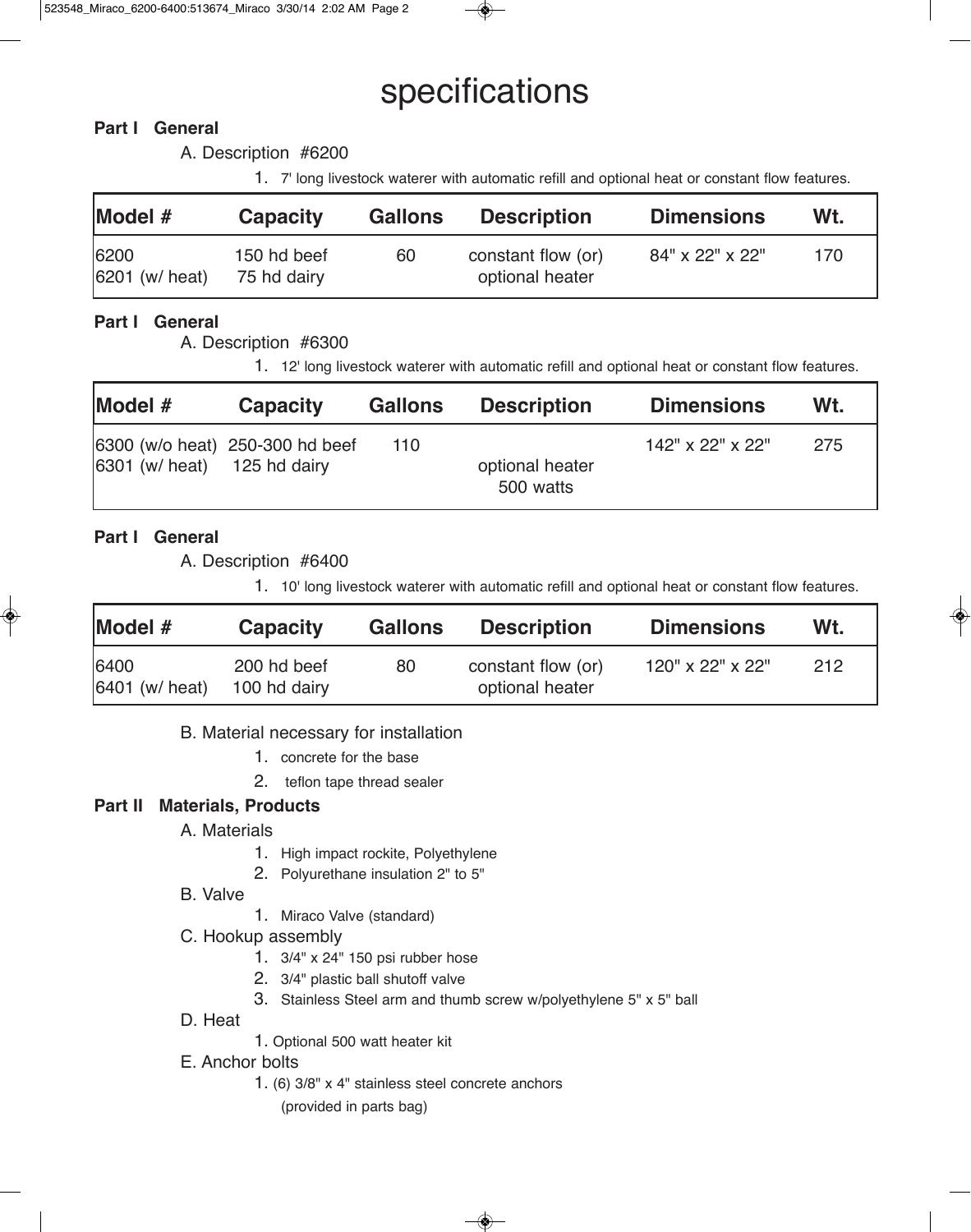# specifications

**Part I General**

A. Description #6200

1. 7' long livestock waterer with automatic refill and optional heat or constant flow features.

| Model # | Capacity | Gallons | Description | Dimensions | Wt. |
|---|---|---|---|---|---|
| 6200<br>6201 (w/ heat) | 150 hd beef<br>75 hd dairy | 60 | constant flow (or)<br>optional heater | 84" x 22" x 22" | 170 |

**Part I General**

A. Description #6300

1. 12' long livestock waterer with automatic refill and optional heat or constant flow features.

| Model # | Capacity | Gallons | Description | Dimensions | Wt. |
|---|---|---|---|---|---|
| 6300 (w/o heat)<br>6301 (w/ heat) | 250-300 hd beef<br>125 hd dairy | 110 | optional heater<br>500 watts | 142" x 22" x 22" | 275 |

**Part I General**

A. Description #6400

1. 10' long livestock waterer with automatic refill and optional heat or constant flow features.

| Model # | Capacity | Gallons | Description | Dimensions | Wt. |
|---|---|---|---|---|---|
| 6400<br>6401 (w/ heat) | 200 hd beef<br>100 hd dairy | 80 | constant flow (or)<br>optional heater | 120" x 22" x 22" | 212 |

B. Material necessary for installation

1. concrete for the base
2. teflon tape thread sealer

**Part II Materials, Products**

A. Materials

1. High impact rockite, Polyethylene
2. Polyurethane insulation 2" to 5"

B. Valve

1. Miraco Valve (standard)

C. Hookup assembly

1. 3/4" x 24" 150 psi rubber hose
2. 3/4" plastic ball shutoff valve
3. Stainless Steel arm and thumb screw w/polyethylene 5" x 5" ball

D. Heat

1. Optional 500 watt heater kit

E. Anchor bolts

1. (6) 3/8" x 4" stainless steel concrete anchors (provided in parts bag)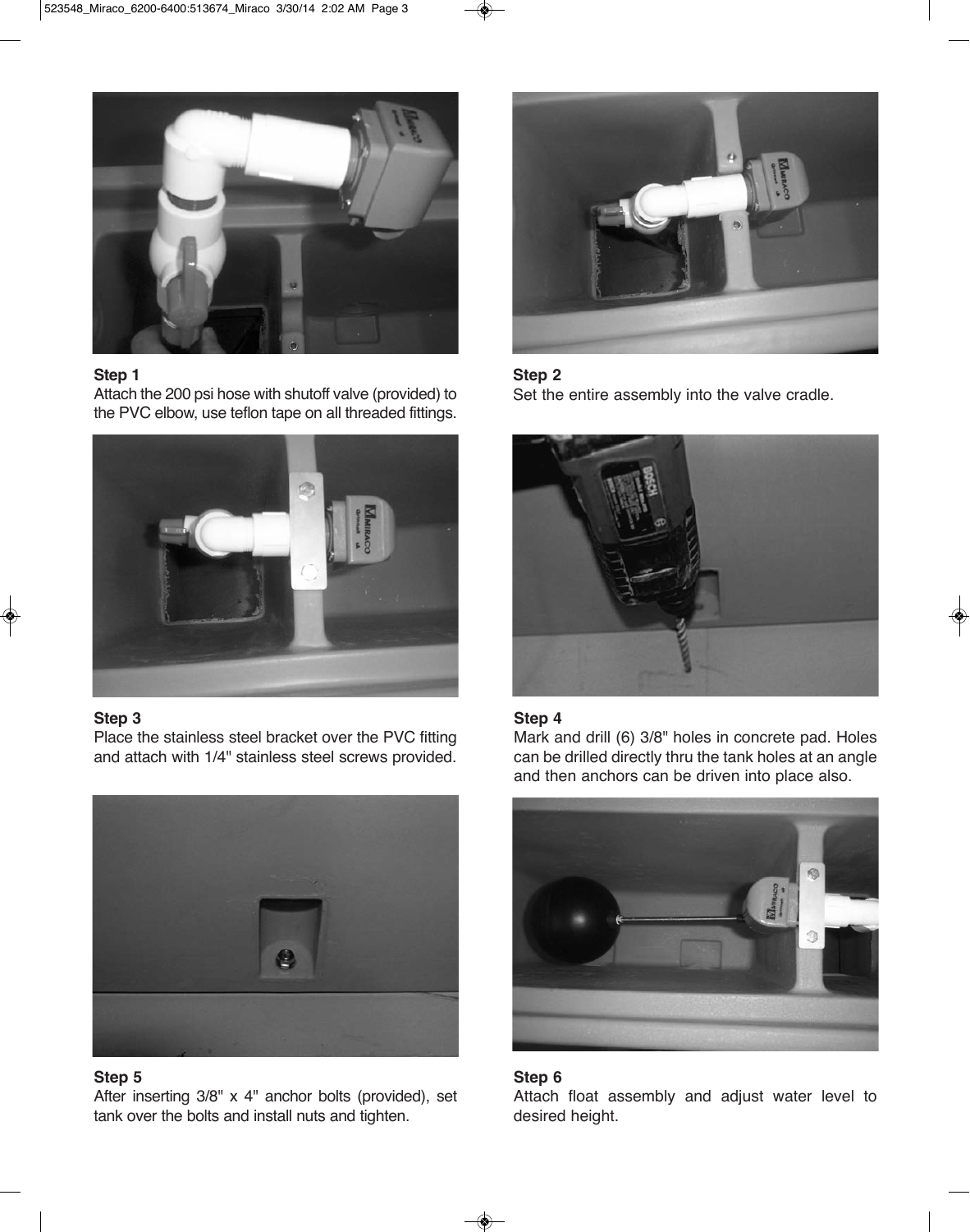**Step 1**
Attach the 200 psi hose with shutoff valve (provided) to the PVC elbow, use teflon tape on all threaded fittings.

**Step 2**
Set the entire assembly into the valve cradle.

**Step 3**
Place the stainless steel bracket over the PVC fitting and attach with 1/4" stainless steel screws provided.

**Step 4**
Mark and drill (6) 3/8" holes in concrete pad. Holes can be drilled directly thru the tank holes at an angle and then anchors can be driven into place also.

**Step 5**
After inserting 3/8" x 4" anchor bolts (provided), set tank over the bolts and install nuts and tighten.

**Step 6**
Attach float assembly and adjust water level to desired height.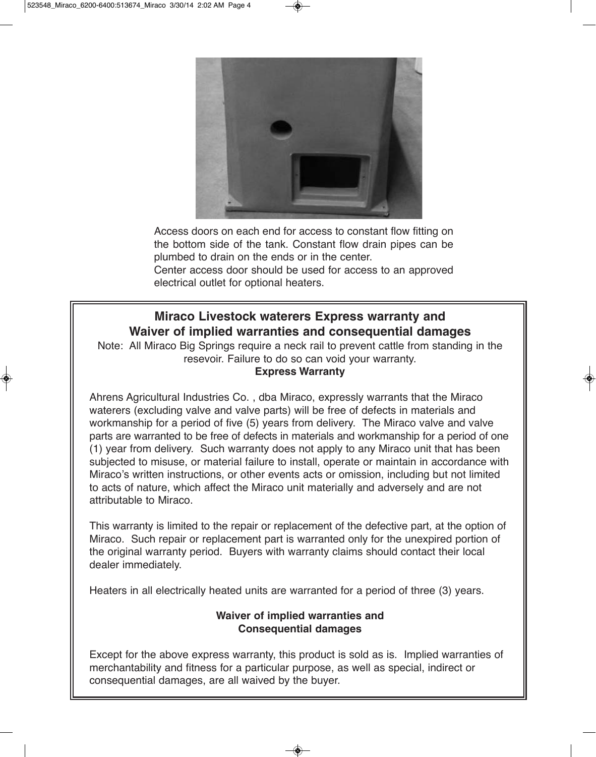Access doors on each end for access to constant flow fitting on the bottom side of the tank. Constant flow drain pipes can be plumbed to drain on the ends or in the center.
Center access door should be used for access to an approved electrical outlet for optional heaters.

## Miraco Livestock waterers Express warranty and Waiver of implied warranties and consequential damages

Note: All Miraco Big Springs require a neck rail to prevent cattle from standing in the resevoir. Failure to do so can void your warranty.

### Express Warranty

Ahrens Agricultural Industries Co. , dba Miraco, expressly warrants that the Miraco waterers (excluding valve and valve parts) will be free of defects in materials and workmanship for a period of five (5) years from delivery. The Miraco valve and valve parts are warranted to be free of defects in materials and workmanship for a period of one (1) year from delivery. Such warranty does not apply to any Miraco unit that has been subjected to misuse, or material failure to install, operate or maintain in accordance with Miraco's written instructions, or other events acts or omission, including but not limited to acts of nature, which affect the Miraco unit materially and adversely and are not attributable to Miraco.

This warranty is limited to the repair or replacement of the defective part, at the option of Miraco. Such repair or replacement part is warranted only for the unexpired portion of the original warranty period. Buyers with warranty claims should contact their local dealer immediately.

Heaters in all electrically heated units are warranted for a period of three (3) years.

### Waiver of implied warranties and Consequential damages

Except for the above express warranty, this product is sold as is. Implied warranties of merchantability and fitness for a particular purpose, as well as special, indirect or consequential damages, are all waived by the buyer.